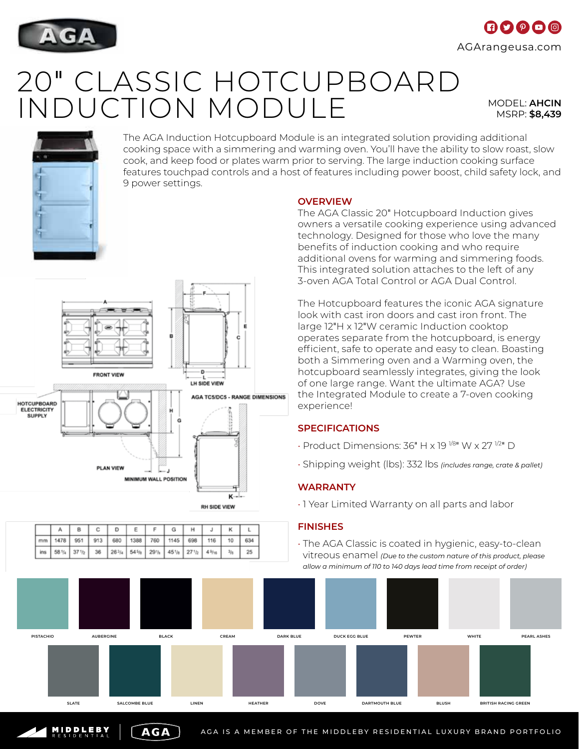AGA

AGArangeusa.com

# 20" CLASSIC HOTCUPBOARD INDUCTION MODULE

MODEL: **AHCIN**
MSRP: **$8,439**

The AGA Induction Hotcupboard Module is an integrated solution providing additional cooking space with a simmering and warming oven. You'll have the ability to slow roast, slow cook, and keep food or plates warm prior to serving. The large induction cooking surface features touchpad controls and a host of features including power boost, child safety lock, and 9 power settings.

FRONT VIEW

LH SIDE VIEW

AGA TC5/DC5 - RANGE DIMENSIONS

HOTCUPBOARD ELECTRICITY SUPPLY

PLAN VIEW

MINIMUM WALL POSITION

RH SIDE VIEW

| | A | B | C | D | E | F | G | H | J | K | L |
|---|---|---|---|---|---|---|---|---|---|---|---|
| mm | 1478 | 951 | 913 | 680 | 1388 | 760 | 1145 | 698 | 116 | 10 | 634 |
| ins | 58 1/4 | 37 1/2 | 36 | 26 3/4 | 54 5/8 | 29 7/8 | 45 1/8 | 27 1/2 | 4 9/16 | 3/8 | 25 |

## OVERVIEW

The AGA Classic 20" Hotcupboard Induction gives owners a versatile cooking experience using advanced technology. Designed for those who love the many benefits of induction cooking and who require additional ovens for warming and simmering foods. This integrated solution attaches to the left of any 3-oven AGA Total Control or AGA Dual Control.

The Hotcupboard features the iconic AGA signature look with cast iron doors and cast iron front. The large 12"H x 12"W ceramic Induction cooktop operates separate from the hotcupboard, is energy efficient, safe to operate and easy to clean. Boasting both a Simmering oven and a Warming oven, the hotcupboard seamlessly integrates, giving the look of one large range. Want the ultimate AGA? Use the Integrated Module to create a 7-oven cooking experience!

## SPECIFICATIONS

- Product Dimensions: 36" H x 19 1/8" W x 27 1/2" D
- Shipping weight (lbs): 332 lbs *(includes range, crate & pallet)*

## WARRANTY

- 1 Year Limited Warranty on all parts and labor

## FINISHES

- The AGA Classic is coated in hygienic, easy-to-clean vitreous enamel *(Due to the custom nature of this product, please allow a minimum of 110 to 140 days lead time from receipt of order)*

PISTACHIO, AUBERGINE, BLACK, CREAM, DARK BLUE, DUCK EGG BLUE, PEWTER, WHITE, PEARL ASHES, SLATE, SALCOMBE BLUE, LINEN, HEATHER, DOVE, DARTMOUTH BLUE, BLUSH, BRITISH RACING GREEN

MIDDLEBY RESIDENTIAL | AGA

AGA IS A MEMBER OF THE MIDDLEBY RESIDENTIAL LUXURY BRAND PORTFOLIO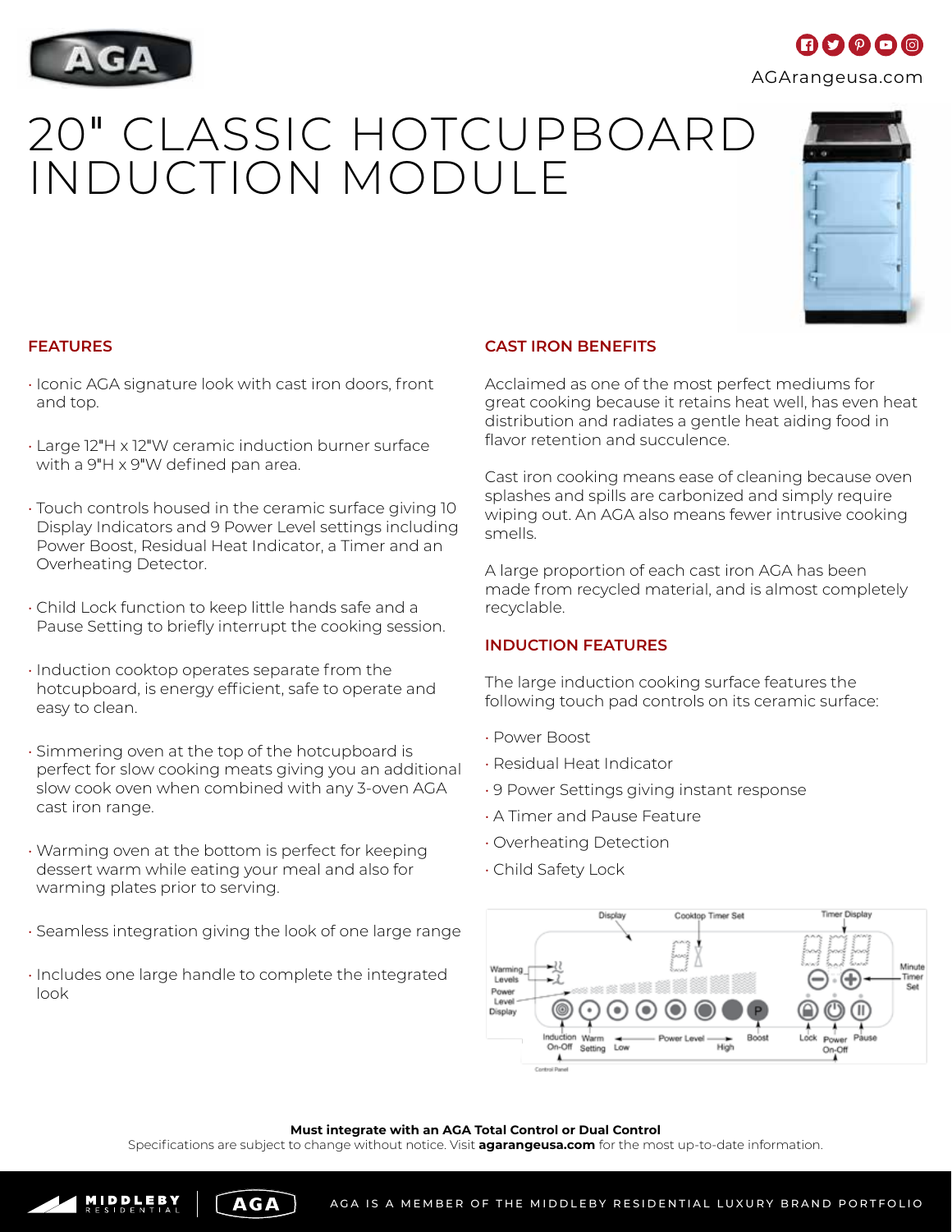# 20" CLASSIC HOTCUPBOARD INDUCTION MODULE

## FEATURES

- Iconic AGA signature look with cast iron doors, front and top.
- Large 12"H x 12"W ceramic induction burner surface with a 9"H x 9"W defined pan area.
- Touch controls housed in the ceramic surface giving 10 Display Indicators and 9 Power Level settings including Power Boost, Residual Heat Indicator, a Timer and an Overheating Detector.
- Child Lock function to keep little hands safe and a Pause Setting to briefly interrupt the cooking session.
- Induction cooktop operates separate from the hotcupboard, is energy efficient, safe to operate and easy to clean.
- Simmering oven at the top of the hotcupboard is perfect for slow cooking meats giving you an additional slow cook oven when combined with any 3-oven AGA cast iron range.
- Warming oven at the bottom is perfect for keeping dessert warm while eating your meal and also for warming plates prior to serving.
- Seamless integration giving the look of one large range
- Includes one large handle to complete the integrated look

## CAST IRON BENEFITS

Acclaimed as one of the most perfect mediums for great cooking because it retains heat well, has even heat distribution and radiates a gentle heat aiding food in flavor retention and succulence.

Cast iron cooking means ease of cleaning because oven splashes and spills are carbonized and simply require wiping out. An AGA also means fewer intrusive cooking smells.

A large proportion of each cast iron AGA has been made from recycled material, and is almost completely recyclable.

## INDUCTION FEATURES

The large induction cooking surface features the following touch pad controls on its ceramic surface:

- Power Boost
- Residual Heat Indicator
- 9 Power Settings giving instant response
- A Timer and Pause Feature
- Overheating Detection
- Child Safety Lock

Display · Cooktop Timer Set · Timer Display · Warming Levels · Power Level Display · Minute Timer Set · Induction On-Off · Warm Setting · Low · Power Level · High · Boost · Lock · Power On-Off · Pause · Control Panel

**Must integrate with an AGA Total Control or Dual Control**

Specifications are subject to change without notice. Visit **agarangeusa.com** for the most up-to-date information.

AGA IS A MEMBER OF THE MIDDLEBY RESIDENTIAL LUXURY BRAND PORTFOLIO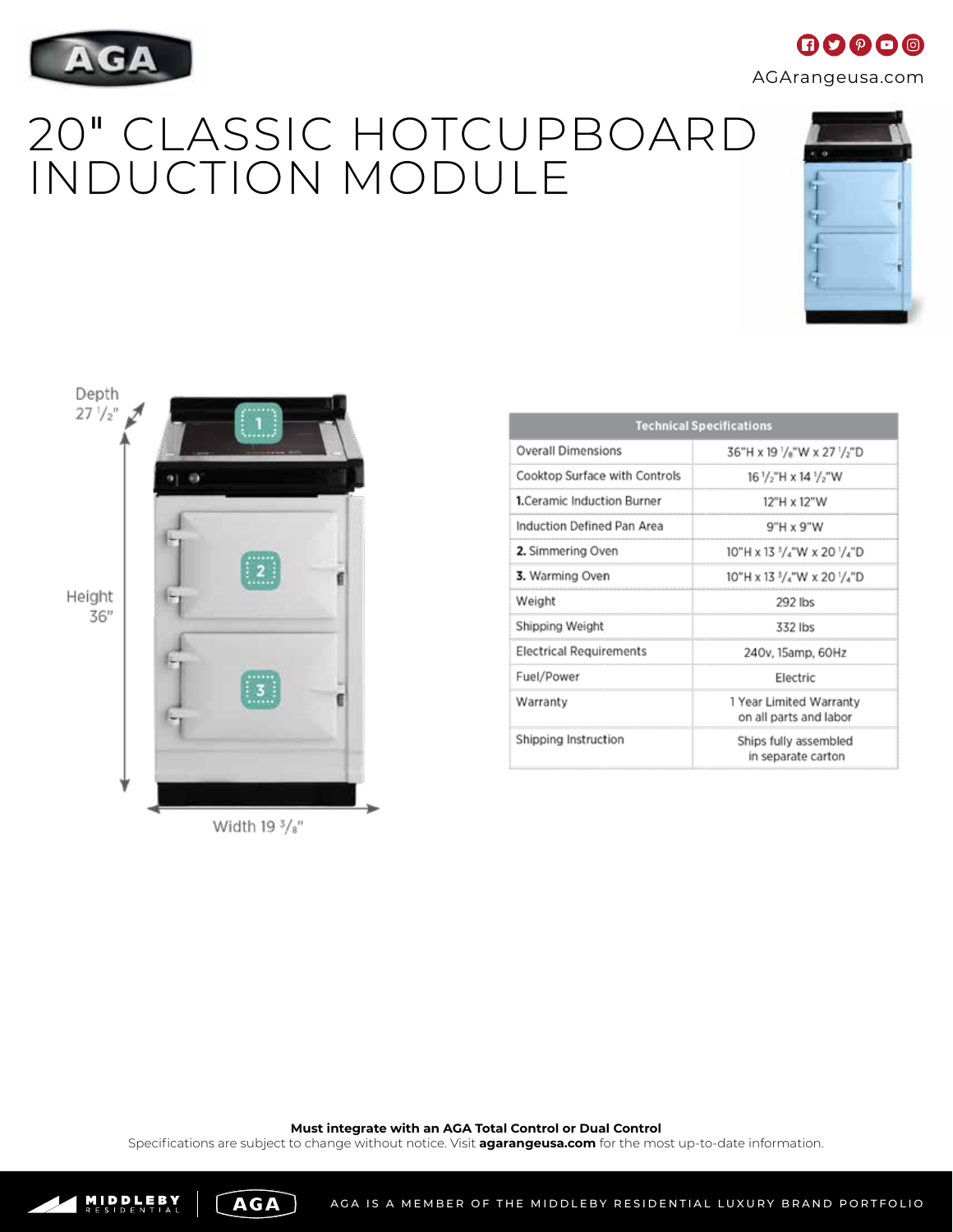# 20" CLASSIC HOTCUPBOARD INDUCTION MODULE

AGArangeusa.com

Depth 27 1/2"

Height 36"

Width 19 3/8"

| Technical Specifications | |
|---|---|
| Overall Dimensions | 36"H x 19 1/8"W x 27 1/2"D |
| Cooktop Surface with Controls | 16 1/2"H x 14 1/2"W |
| **1.** Ceramic Induction Burner | 12"H x 12"W |
| Induction Defined Pan Area | 9"H x 9"W |
| **2.** Simmering Oven | 10"H x 13 3/4"W x 20 1/4"D |
| **3.** Warming Oven | 10"H x 13 3/4"W x 20 1/4"D |
| Weight | 292 lbs |
| Shipping Weight | 332 lbs |
| Electrical Requirements | 240v, 15amp, 60Hz |
| Fuel/Power | Electric |
| Warranty | 1 Year Limited Warranty on all parts and labor |
| Shipping Instruction | Ships fully assembled in separate carton |

**Must integrate with an AGA Total Control or Dual Control**

Specifications are subject to change without notice. Visit **agarangeusa.com** for the most up-to-date information.

AGA IS A MEMBER OF THE MIDDLEBY RESIDENTIAL LUXURY BRAND PORTFOLIO